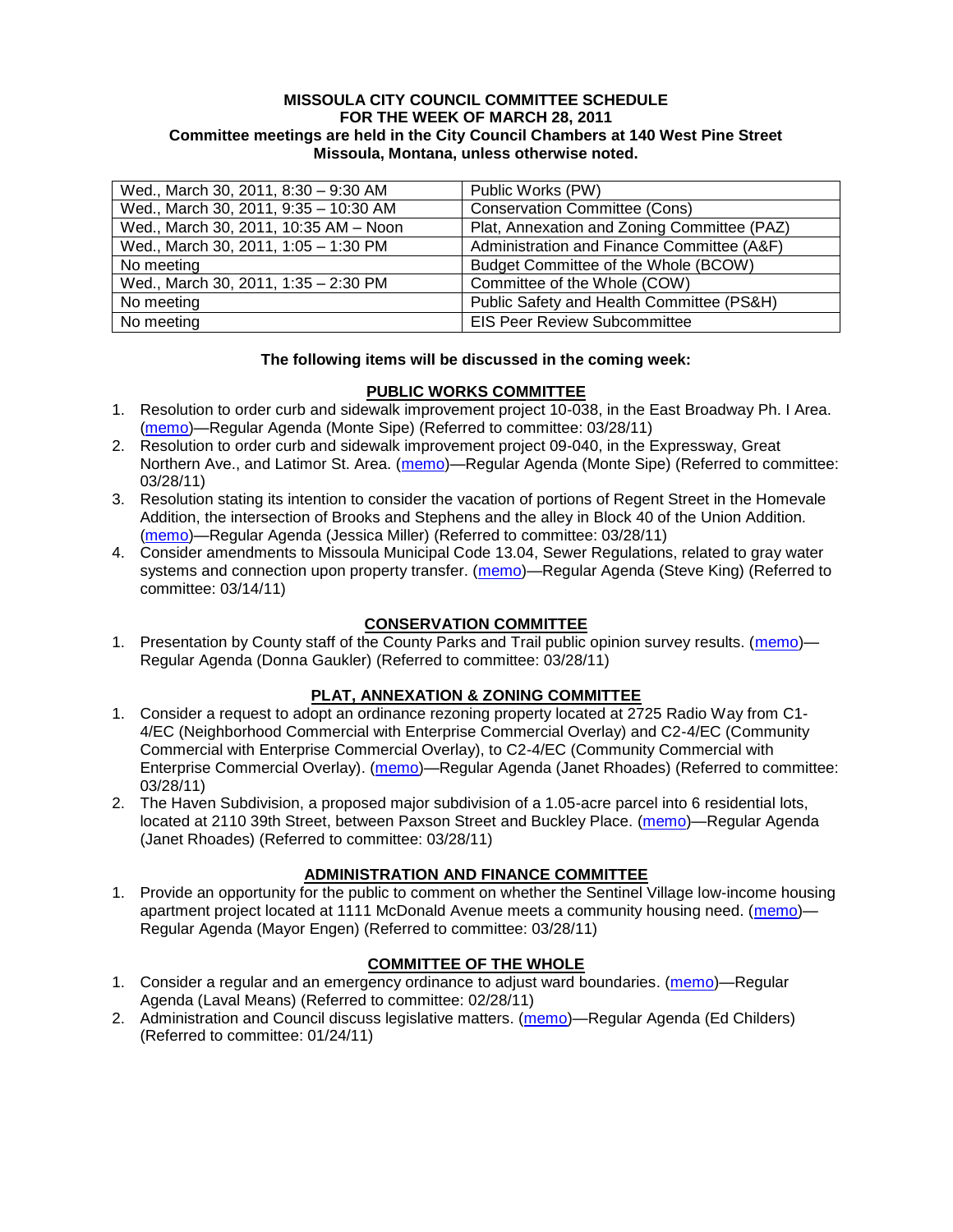**MISSOULA CITY COUNCIL COMMITTEE SCHEDULE**
**FOR THE WEEK OF MARCH 28, 2011**
**Committee meetings are held in the City Council Chambers at 140 West Pine Street**
**Missoula, Montana, unless otherwise noted.**

| | |
|---|---|
| Wed., March 30, 2011, 8:30 – 9:30 AM | Public Works (PW) |
| Wed., March 30, 2011, 9:35 – 10:30 AM | Conservation Committee (Cons) |
| Wed., March 30, 2011, 10:35 AM – Noon | Plat, Annexation and Zoning Committee (PAZ) |
| Wed., March 30, 2011, 1:05 – 1:30 PM | Administration and Finance Committee (A&F) |
| No meeting | Budget Committee of the Whole (BCOW) |
| Wed., March 30, 2011, 1:35 – 2:30 PM | Committee of the Whole (COW) |
| No meeting | Public Safety and Health Committee (PS&H) |
| No meeting | EIS Peer Review Subcommittee |

**The following items will be discussed in the coming week:**

## PUBLIC WORKS COMMITTEE

1. Resolution to order curb and sidewalk improvement project 10-038, in the East Broadway Ph. I Area. (memo)—Regular Agenda (Monte Sipe) (Referred to committee: 03/28/11)
2. Resolution to order curb and sidewalk improvement project 09-040, in the Expressway, Great Northern Ave., and Latimor St. Area. (memo)—Regular Agenda (Monte Sipe) (Referred to committee: 03/28/11)
3. Resolution stating its intention to consider the vacation of portions of Regent Street in the Homevale Addition, the intersection of Brooks and Stephens and the alley in Block 40 of the Union Addition. (memo)—Regular Agenda (Jessica Miller) (Referred to committee: 03/28/11)
4. Consider amendments to Missoula Municipal Code 13.04, Sewer Regulations, related to gray water systems and connection upon property transfer. (memo)—Regular Agenda (Steve King) (Referred to committee: 03/14/11)

## CONSERVATION COMMITTEE

1. Presentation by County staff of the County Parks and Trail public opinion survey results. (memo)—Regular Agenda (Donna Gaukler) (Referred to committee: 03/28/11)

## PLAT, ANNEXATION & ZONING COMMITTEE

1. Consider a request to adopt an ordinance rezoning property located at 2725 Radio Way from C1-4/EC (Neighborhood Commercial with Enterprise Commercial Overlay) and C2-4/EC (Community Commercial with Enterprise Commercial Overlay), to C2-4/EC (Community Commercial with Enterprise Commercial Overlay). (memo)—Regular Agenda (Janet Rhoades) (Referred to committee: 03/28/11)
2. The Haven Subdivision, a proposed major subdivision of a 1.05-acre parcel into 6 residential lots, located at 2110 39th Street, between Paxson Street and Buckley Place. (memo)—Regular Agenda (Janet Rhoades) (Referred to committee: 03/28/11)

## ADMINISTRATION AND FINANCE COMMITTEE

1. Provide an opportunity for the public to comment on whether the Sentinel Village low-income housing apartment project located at 1111 McDonald Avenue meets a community housing need. (memo)—Regular Agenda (Mayor Engen) (Referred to committee: 03/28/11)

## COMMITTEE OF THE WHOLE

1. Consider a regular and an emergency ordinance to adjust ward boundaries. (memo)—Regular Agenda (Laval Means) (Referred to committee: 02/28/11)
2. Administration and Council discuss legislative matters. (memo)—Regular Agenda (Ed Childers) (Referred to committee: 01/24/11)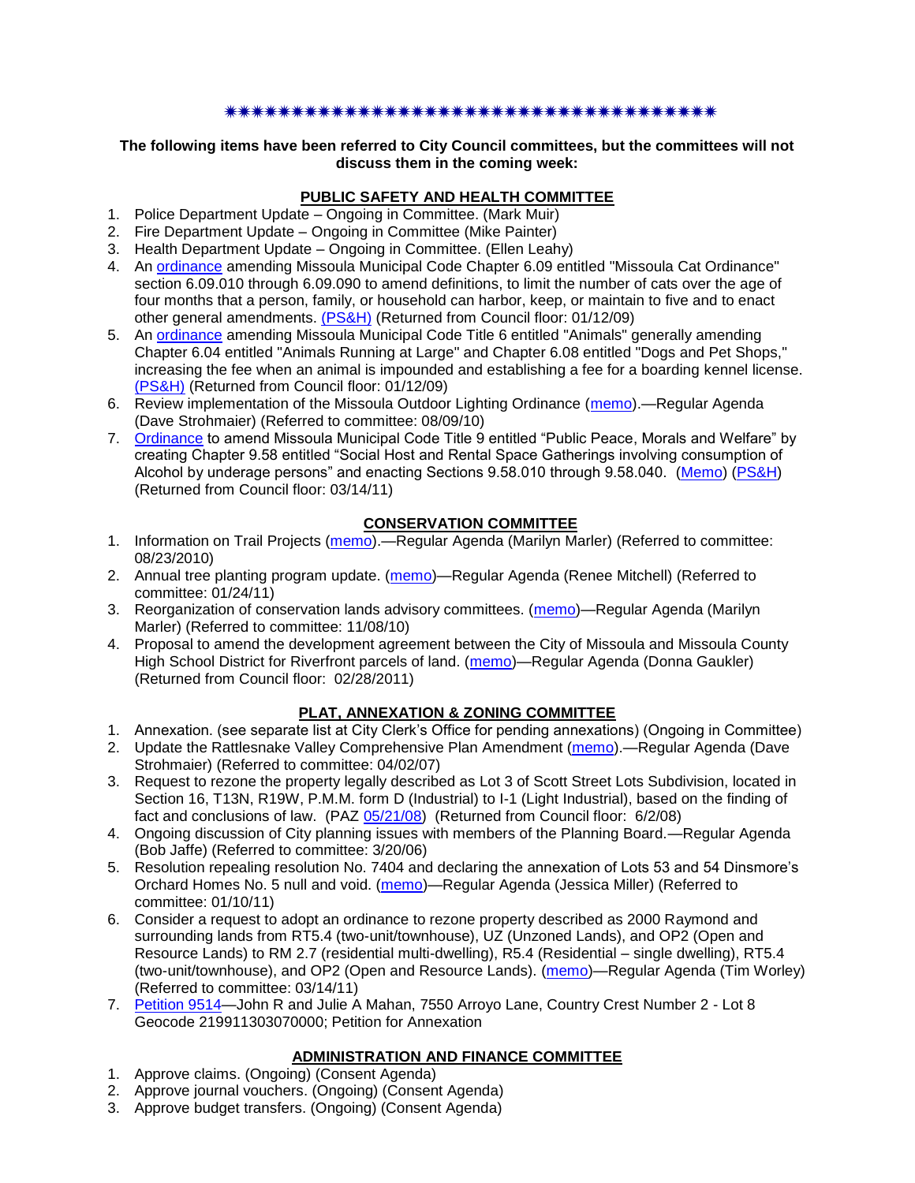✷✷✷✷✷✷✷✷✷✷✷✷✷✷✷✷✷✷✷✷✷✷✷✷✷✷✷✷✷✷✷✷✷✷✷✷✷✷✷✷✷✷✷

**The following items have been referred to City Council committees, but the committees will not discuss them in the coming week:**

**PUBLIC SAFETY AND HEALTH COMMITTEE**

1. Police Department Update – Ongoing in Committee. (Mark Muir)
2. Fire Department Update – Ongoing in Committee (Mike Painter)
3. Health Department Update – Ongoing in Committee. (Ellen Leahy)
4. An ordinance amending Missoula Municipal Code Chapter 6.09 entitled "Missoula Cat Ordinance" section 6.09.010 through 6.09.090 to amend definitions, to limit the number of cats over the age of four months that a person, family, or household can harbor, keep, or maintain to five and to enact other general amendments. (PS&H) (Returned from Council floor: 01/12/09)
5. An ordinance amending Missoula Municipal Code Title 6 entitled "Animals" generally amending Chapter 6.04 entitled "Animals Running at Large" and Chapter 6.08 entitled "Dogs and Pet Shops," increasing the fee when an animal is impounded and establishing a fee for a boarding kennel license. (PS&H) (Returned from Council floor: 01/12/09)
6. Review implementation of the Missoula Outdoor Lighting Ordinance (memo).—Regular Agenda (Dave Strohmaier) (Referred to committee: 08/09/10)
7. Ordinance to amend Missoula Municipal Code Title 9 entitled "Public Peace, Morals and Welfare" by creating Chapter 9.58 entitled "Social Host and Rental Space Gatherings involving consumption of Alcohol by underage persons" and enacting Sections 9.58.010 through 9.58.040. (Memo) (PS&H) (Returned from Council floor: 03/14/11)

**CONSERVATION COMMITTEE**

1. Information on Trail Projects (memo).—Regular Agenda (Marilyn Marler) (Referred to committee: 08/23/2010)
2. Annual tree planting program update. (memo)—Regular Agenda (Renee Mitchell) (Referred to committee: 01/24/11)
3. Reorganization of conservation lands advisory committees. (memo)—Regular Agenda (Marilyn Marler) (Referred to committee: 11/08/10)
4. Proposal to amend the development agreement between the City of Missoula and Missoula County High School District for Riverfront parcels of land. (memo)—Regular Agenda (Donna Gaukler) (Returned from Council floor: 02/28/2011)

**PLAT, ANNEXATION & ZONING COMMITTEE**

1. Annexation. (see separate list at City Clerk's Office for pending annexations) (Ongoing in Committee)
2. Update the Rattlesnake Valley Comprehensive Plan Amendment (memo).—Regular Agenda (Dave Strohmaier) (Referred to committee: 04/02/07)
3. Request to rezone the property legally described as Lot 3 of Scott Street Lots Subdivision, located in Section 16, T13N, R19W, P.M.M. form D (Industrial) to I-1 (Light Industrial), based on the finding of fact and conclusions of law. (PAZ 05/21/08) (Returned from Council floor: 6/2/08)
4. Ongoing discussion of City planning issues with members of the Planning Board.—Regular Agenda (Bob Jaffe) (Referred to committee: 3/20/06)
5. Resolution repealing resolution No. 7404 and declaring the annexation of Lots 53 and 54 Dinsmore's Orchard Homes No. 5 null and void. (memo)—Regular Agenda (Jessica Miller) (Referred to committee: 01/10/11)
6. Consider a request to adopt an ordinance to rezone property described as 2000 Raymond and surrounding lands from RT5.4 (two-unit/townhouse), UZ (Unzoned Lands), and OP2 (Open and Resource Lands) to RM 2.7 (residential multi-dwelling), R5.4 (Residential – single dwelling), RT5.4 (two-unit/townhouse), and OP2 (Open and Resource Lands). (memo)—Regular Agenda (Tim Worley) (Referred to committee: 03/14/11)
7. Petition 9514—John R and Julie A Mahan, 7550 Arroyo Lane, Country Crest Number 2 - Lot 8 Geocode 219911303070000; Petition for Annexation

**ADMINISTRATION AND FINANCE COMMITTEE**

1. Approve claims. (Ongoing) (Consent Agenda)
2. Approve journal vouchers. (Ongoing) (Consent Agenda)
3. Approve budget transfers. (Ongoing) (Consent Agenda)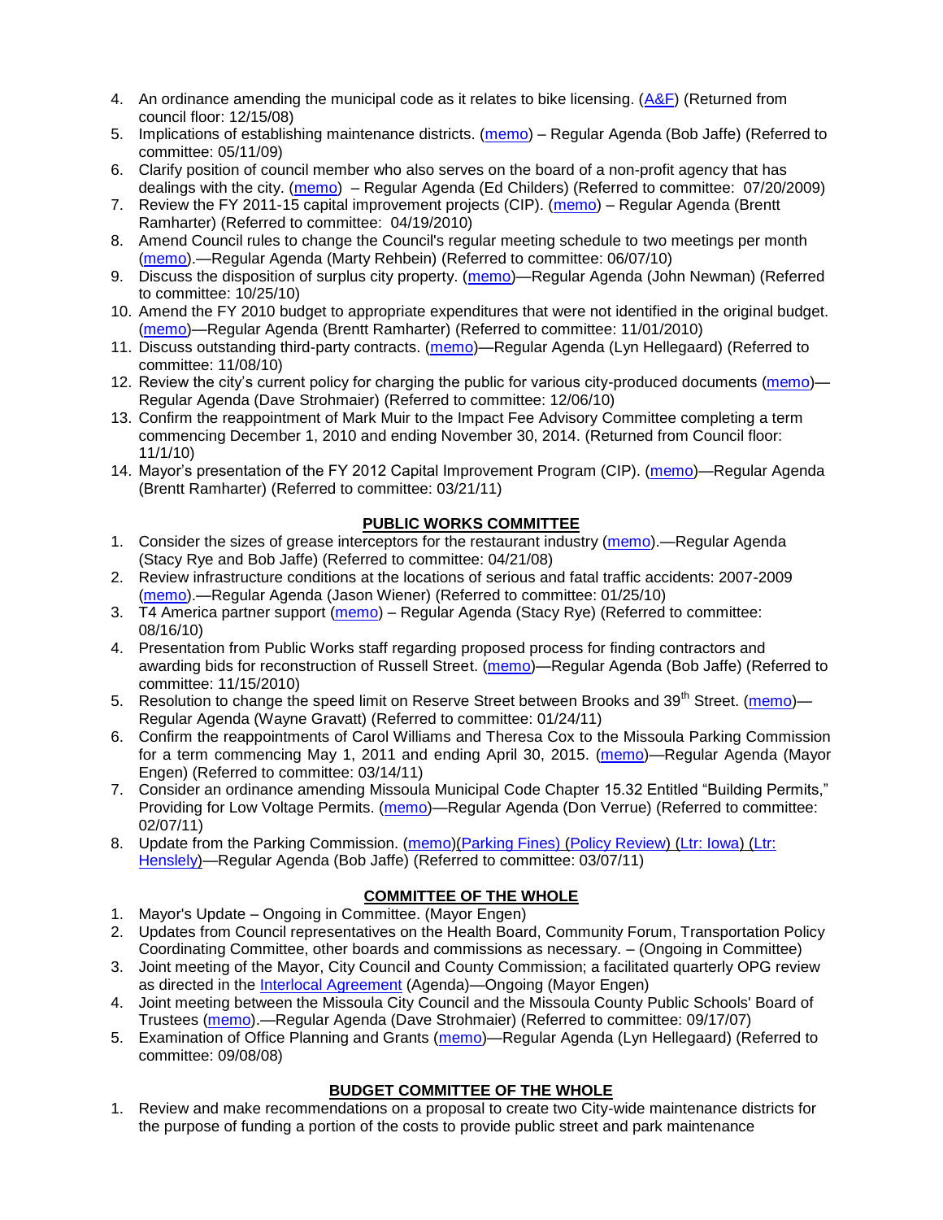4. An ordinance amending the municipal code as it relates to bike licensing. (A&F) (Returned from council floor: 12/15/08)
5. Implications of establishing maintenance districts. (memo) – Regular Agenda (Bob Jaffe) (Referred to committee: 05/11/09)
6. Clarify position of council member who also serves on the board of a non-profit agency that has dealings with the city. (memo) – Regular Agenda (Ed Childers) (Referred to committee: 07/20/2009)
7. Review the FY 2011-15 capital improvement projects (CIP). (memo) – Regular Agenda (Brentt Ramharter) (Referred to committee: 04/19/2010)
8. Amend Council rules to change the Council's regular meeting schedule to two meetings per month (memo).—Regular Agenda (Marty Rehbein) (Referred to committee: 06/07/10)
9. Discuss the disposition of surplus city property. (memo)—Regular Agenda (John Newman) (Referred to committee: 10/25/10)
10. Amend the FY 2010 budget to appropriate expenditures that were not identified in the original budget. (memo)—Regular Agenda (Brentt Ramharter) (Referred to committee: 11/01/2010)
11. Discuss outstanding third-party contracts. (memo)—Regular Agenda (Lyn Hellegaard) (Referred to committee: 11/08/10)
12. Review the city's current policy for charging the public for various city-produced documents (memo)—Regular Agenda (Dave Strohmaier) (Referred to committee: 12/06/10)
13. Confirm the reappointment of Mark Muir to the Impact Fee Advisory Committee completing a term commencing December 1, 2010 and ending November 30, 2014. (Returned from Council floor: 11/1/10)
14. Mayor's presentation of the FY 2012 Capital Improvement Program (CIP). (memo)—Regular Agenda (Brentt Ramharter) (Referred to committee: 03/21/11)

## PUBLIC WORKS COMMITTEE

1. Consider the sizes of grease interceptors for the restaurant industry (memo).—Regular Agenda (Stacy Rye and Bob Jaffe) (Referred to committee: 04/21/08)
2. Review infrastructure conditions at the locations of serious and fatal traffic accidents: 2007-2009 (memo).—Regular Agenda (Jason Wiener) (Referred to committee: 01/25/10)
3. T4 America partner support (memo) – Regular Agenda (Stacy Rye) (Referred to committee: 08/16/10)
4. Presentation from Public Works staff regarding proposed process for finding contractors and awarding bids for reconstruction of Russell Street. (memo)—Regular Agenda (Bob Jaffe) (Referred to committee: 11/15/2010)
5. Resolution to change the speed limit on Reserve Street between Brooks and 39th Street. (memo)—Regular Agenda (Wayne Gravatt) (Referred to committee: 01/24/11)
6. Confirm the reappointments of Carol Williams and Theresa Cox to the Missoula Parking Commission for a term commencing May 1, 2011 and ending April 30, 2015. (memo)—Regular Agenda (Mayor Engen) (Referred to committee: 03/14/11)
7. Consider an ordinance amending Missoula Municipal Code Chapter 15.32 Entitled "Building Permits," Providing for Low Voltage Permits. (memo)—Regular Agenda (Don Verrue) (Referred to committee: 02/07/11)
8. Update from the Parking Commission. (memo)(Parking Fines) (Policy Review) (Ltr: Iowa) (Ltr: Hensley)—Regular Agenda (Bob Jaffe) (Referred to committee: 03/07/11)

## COMMITTEE OF THE WHOLE

1. Mayor's Update – Ongoing in Committee. (Mayor Engen)
2. Updates from Council representatives on the Health Board, Community Forum, Transportation Policy Coordinating Committee, other boards and commissions as necessary. – (Ongoing in Committee)
3. Joint meeting of the Mayor, City Council and County Commission; a facilitated quarterly OPG review as directed in the Interlocal Agreement (Agenda)—Ongoing (Mayor Engen)
4. Joint meeting between the Missoula City Council and the Missoula County Public Schools' Board of Trustees (memo).—Regular Agenda (Dave Strohmaier) (Referred to committee: 09/17/07)
5. Examination of Office Planning and Grants (memo)—Regular Agenda (Lyn Hellegaard) (Referred to committee: 09/08/08)

## BUDGET COMMITTEE OF THE WHOLE

1. Review and make recommendations on a proposal to create two City-wide maintenance districts for the purpose of funding a portion of the costs to provide public street and park maintenance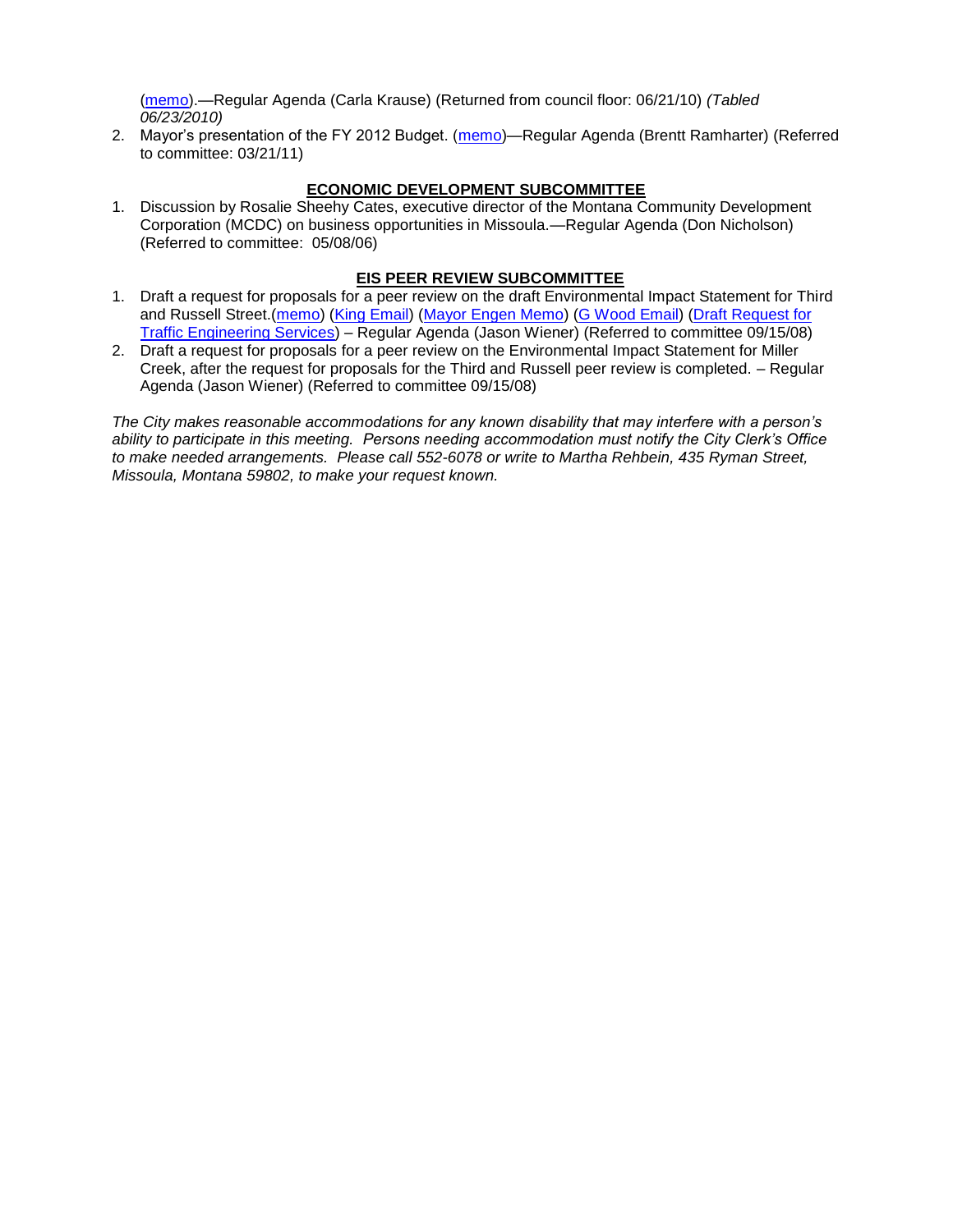(memo).—Regular Agenda (Carla Krause) (Returned from council floor: 06/21/10) *(Tabled 06/23/2010)*

2. Mayor's presentation of the FY 2012 Budget. (memo)—Regular Agenda (Brentt Ramharter) (Referred to committee: 03/21/11)

## ECONOMIC DEVELOPMENT SUBCOMMITTEE

1. Discussion by Rosalie Sheehy Cates, executive director of the Montana Community Development Corporation (MCDC) on business opportunities in Missoula.—Regular Agenda (Don Nicholson) (Referred to committee: 05/08/06)

## EIS PEER REVIEW SUBCOMMITTEE

1. Draft a request for proposals for a peer review on the draft Environmental Impact Statement for Third and Russell Street.(memo) (King Email) (Mayor Engen Memo) (G Wood Email) (Draft Request for Traffic Engineering Services) – Regular Agenda (Jason Wiener) (Referred to committee 09/15/08)
2. Draft a request for proposals for a peer review on the Environmental Impact Statement for Miller Creek, after the request for proposals for the Third and Russell peer review is completed. – Regular Agenda (Jason Wiener) (Referred to committee 09/15/08)

*The City makes reasonable accommodations for any known disability that may interfere with a person's ability to participate in this meeting. Persons needing accommodation must notify the City Clerk's Office to make needed arrangements. Please call 552-6078 or write to Martha Rehbein, 435 Ryman Street, Missoula, Montana 59802, to make your request known.*